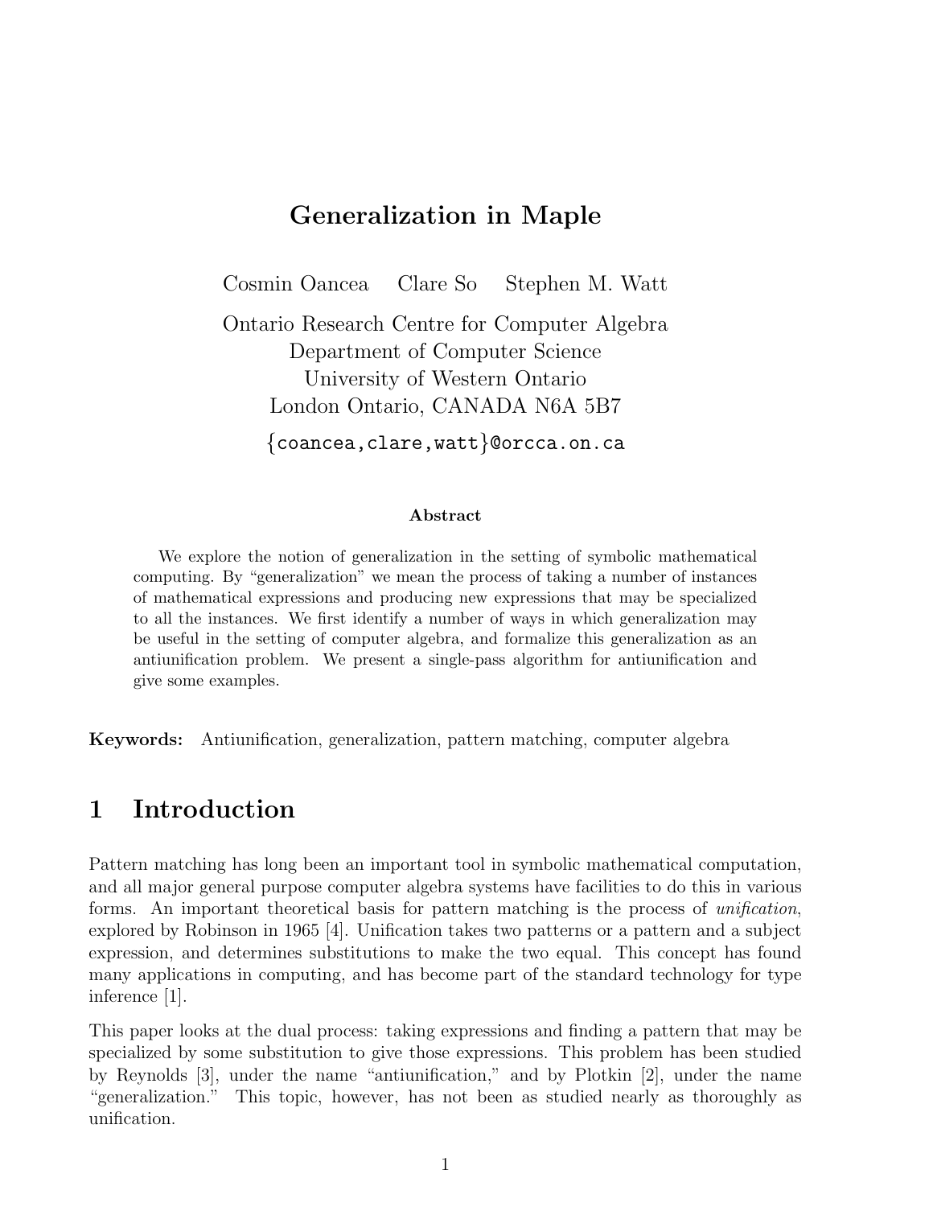# Generalization in Maple

Cosmin Oancea  Clare So  Stephen M. Watt

Ontario Research Centre for Computer Algebra
Department of Computer Science
University of Western Ontario
London Ontario, CANADA N6A 5B7

{coancea,clare,watt}@orcca.on.ca

### Abstract

We explore the notion of generalization in the setting of symbolic mathematical computing. By "generalization" we mean the process of taking a number of instances of mathematical expressions and producing new expressions that may be specialized to all the instances. We first identify a number of ways in which generalization may be useful in the setting of computer algebra, and formalize this generalization as an antiunification problem. We present a single-pass algorithm for antiunification and give some examples.

**Keywords:** Antiunification, generalization, pattern matching, computer algebra

## 1 Introduction

Pattern matching has long been an important tool in symbolic mathematical computation, and all major general purpose computer algebra systems have facilities to do this in various forms. An important theoretical basis for pattern matching is the process of *unification*, explored by Robinson in 1965 [4]. Unification takes two patterns or a pattern and a subject expression, and determines substitutions to make the two equal. This concept has found many applications in computing, and has become part of the standard technology for type inference [1].

This paper looks at the dual process: taking expressions and finding a pattern that may be specialized by some substitution to give those expressions. This problem has been studied by Reynolds [3], under the name "antiunification," and by Plotkin [2], under the name "generalization." This topic, however, has not been as studied nearly as thoroughly as unification.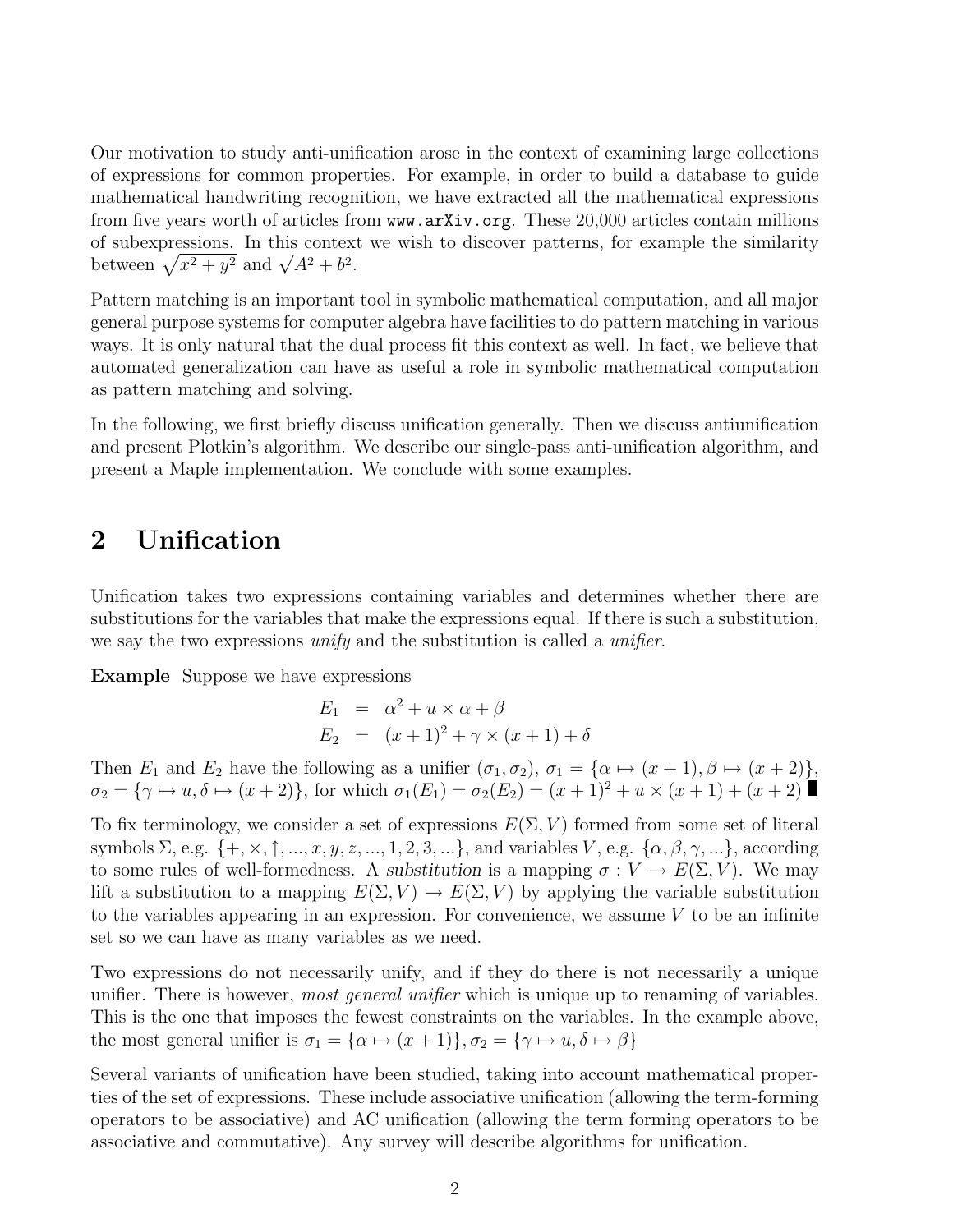Our motivation to study anti-unification arose in the context of examining large collections of expressions for common properties. For example, in order to build a database to guide mathematical handwriting recognition, we have extracted all the mathematical expressions from five years worth of articles from `www.arXiv.org`. These 20,000 articles contain millions of subexpressions. In this context we wish to discover patterns, for example the similarity between $\sqrt{x^2 + y^2}$ and $\sqrt{A^2 + b^2}$.

Pattern matching is an important tool in symbolic mathematical computation, and all major general purpose systems for computer algebra have facilities to do pattern matching in various ways. It is only natural that the dual process fit this context as well. In fact, we believe that automated generalization can have as useful a role in symbolic mathematical computation as pattern matching and solving.

In the following, we first briefly discuss unification generally. Then we discuss antiunification and present Plotkin's algorithm. We describe our single-pass anti-unification algorithm, and present a Maple implementation. We conclude with some examples.

## 2 Unification

Unification takes two expressions containing variables and determines whether there are substitutions for the variables that make the expressions equal. If there is such a substitution, we say the two expressions *unify* and the substitution is called a *unifier*.

**Example** Suppose we have expressions

$$
\begin{aligned}
E_1 &= \alpha^2 + u \times \alpha + \beta \\
E_2 &= (x+1)^2 + \gamma \times (x+1) + \delta
\end{aligned}
$$

Then $E_1$ and $E_2$ have the following as a unifier $(\sigma_1, \sigma_2)$, $\sigma_1 = \{\alpha \mapsto (x+1), \beta \mapsto (x+2)\}$, $\sigma_2 = \{\gamma \mapsto u, \delta \mapsto (x+2)\}$, for which $\sigma_1(E_1) = \sigma_2(E_2) = (x+1)^2 + u \times (x+1) + (x+2)$ ■

To fix terminology, we consider a set of expressions $E(\Sigma, V)$ formed from some set of literal symbols $\Sigma$, e.g. $\{+, \times, \uparrow, ..., x, y, z, ..., 1, 2, 3, ...\}$, and variables $V$, e.g. $\{\alpha, \beta, \gamma, ...\}$, according to some rules of well-formedness. A *substitution* is a mapping $\sigma : V \to E(\Sigma, V)$. We may lift a substitution to a mapping $E(\Sigma, V) \to E(\Sigma, V)$ by applying the variable substitution to the variables appearing in an expression. For convenience, we assume $V$ to be an infinite set so we can have as many variables as we need.

Two expressions do not necessarily unify, and if they do there is not necessarily a unique unifier. There is however, *most general unifier* which is unique up to renaming of variables. This is the one that imposes the fewest constraints on the variables. In the example above, the most general unifier is $\sigma_1 = \{\alpha \mapsto (x+1)\}, \sigma_2 = \{\gamma \mapsto u, \delta \mapsto \beta\}$

Several variants of unification have been studied, taking into account mathematical properties of the set of expressions. These include associative unification (allowing the term-forming operators to be associative) and AC unification (allowing the term forming operators to be associative and commutative). Any survey will describe algorithms for unification.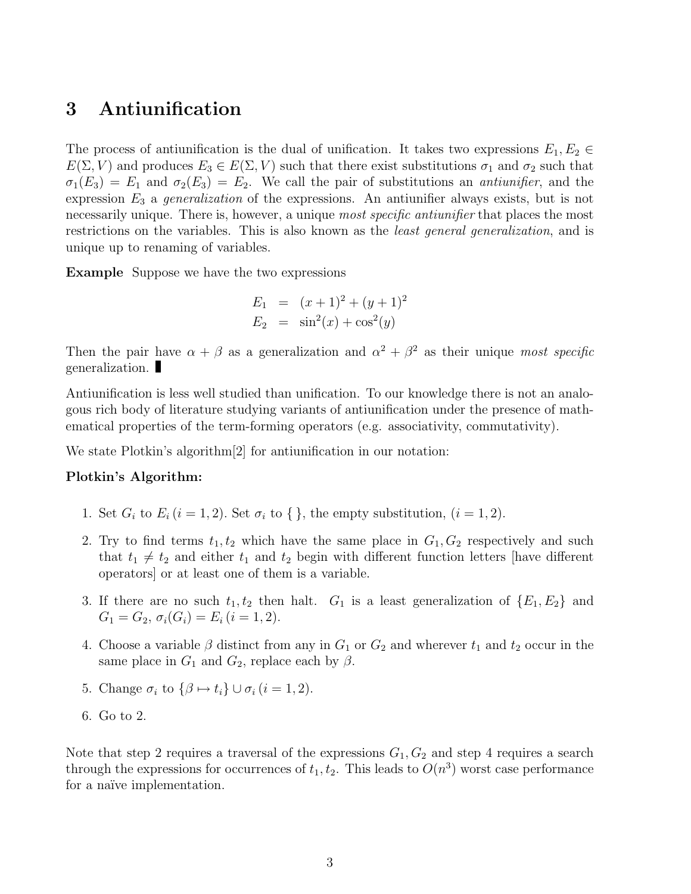## 3 Antiunification

The process of antiunification is the dual of unification. It takes two expressions $E_1, E_2 \in E(\Sigma, V)$ and produces $E_3 \in E(\Sigma, V)$ such that there exist substitutions $\sigma_1$ and $\sigma_2$ such that $\sigma_1(E_3) = E_1$ and $\sigma_2(E_3) = E_2$. We call the pair of substitutions an *antiunifier*, and the expression $E_3$ a *generalization* of the expressions. An antiunifier always exists, but is not necessarily unique. There is, however, a unique *most specific antiunifier* that places the most restrictions on the variables. This is also known as the *least general generalization*, and is unique up to renaming of variables.

**Example** Suppose we have the two expressions

$$
\begin{aligned}
E_1 &= (x+1)^2 + (y+1)^2 \\
E_2 &= \sin^2(x) + \cos^2(y)
\end{aligned}
$$

Then the pair have $\alpha + \beta$ as a generalization and $\alpha^2 + \beta^2$ as their unique *most specific* generalization. ∎

Antiunification is less well studied than unification. To our knowledge there is not an analogous rich body of literature studying variants of antiunification under the presence of mathematical properties of the term-forming operators (e.g. associativity, commutativity).

We state Plotkin's algorithm[2] for antiunification in our notation:

**Plotkin's Algorithm:**

1. Set $G_i$ to $E_i$ $(i = 1, 2)$. Set $\sigma_i$ to $\{\,\}$, the empty substitution, $(i = 1, 2)$.
2. Try to find terms $t_1, t_2$ which have the same place in $G_1, G_2$ respectively and such that $t_1 \neq t_2$ and either $t_1$ and $t_2$ begin with different function letters [have different operators] or at least one of them is a variable.
3. If there are no such $t_1, t_2$ then halt. $G_1$ is a least generalization of $\{E_1, E_2\}$ and $G_1 = G_2$, $\sigma_i(G_i) = E_i$ $(i = 1, 2)$.
4. Choose a variable $\beta$ distinct from any in $G_1$ or $G_2$ and wherever $t_1$ and $t_2$ occur in the same place in $G_1$ and $G_2$, replace each by $\beta$.
5. Change $\sigma_i$ to $\{\beta \mapsto t_i\} \cup \sigma_i$ $(i = 1, 2)$.
6. Go to 2.

Note that step 2 requires a traversal of the expressions $G_1, G_2$ and step 4 requires a search through the expressions for occurrences of $t_1, t_2$. This leads to $O(n^3)$ worst case performance for a naïve implementation.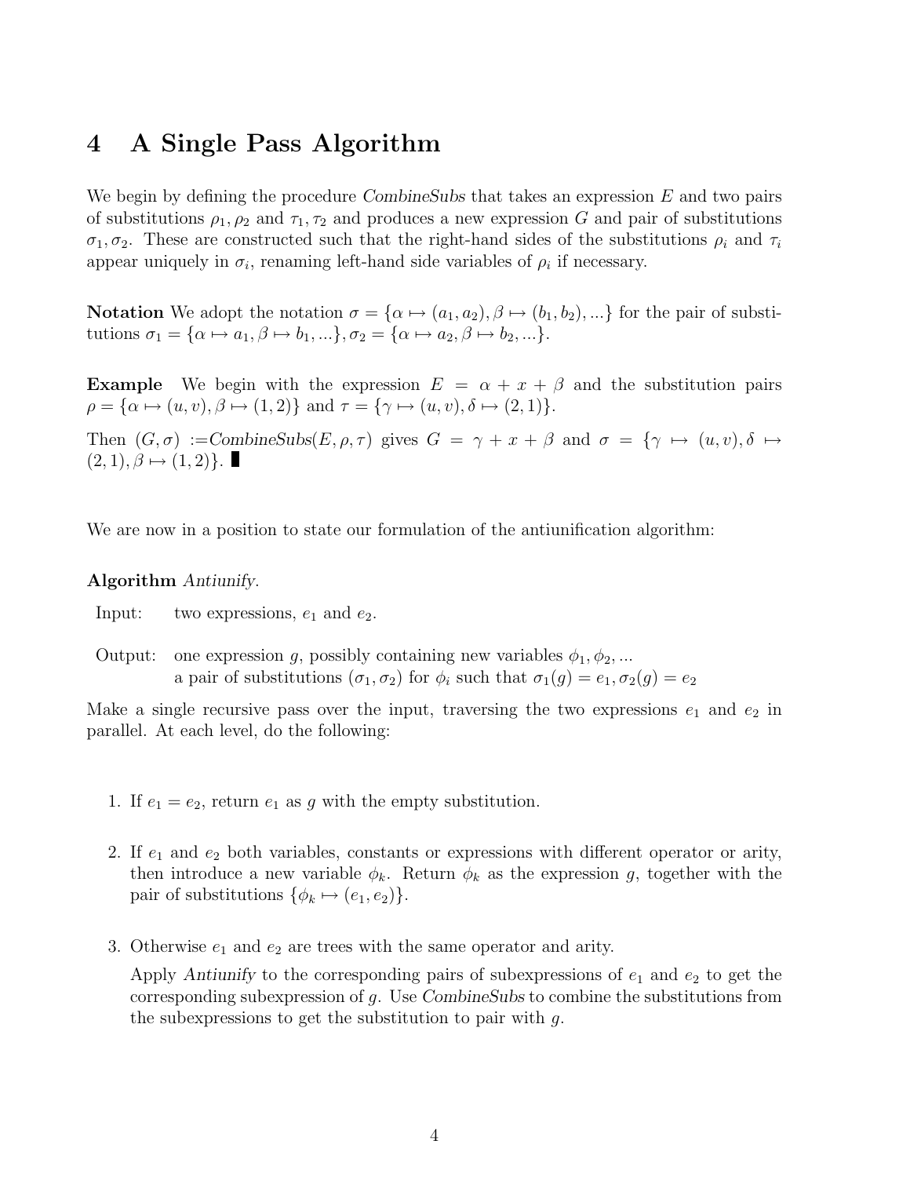# 4 A Single Pass Algorithm

We begin by defining the procedure *CombineSubs* that takes an expression $E$ and two pairs of substitutions $\rho_1, \rho_2$ and $\tau_1, \tau_2$ and produces a new expression $G$ and pair of substitutions $\sigma_1, \sigma_2$. These are constructed such that the right-hand sides of the substitutions $\rho_i$ and $\tau_i$ appear uniquely in $\sigma_i$, renaming left-hand side variables of $\rho_i$ if necessary.

**Notation** We adopt the notation $\sigma = \{\alpha \mapsto (a_1, a_2), \beta \mapsto (b_1, b_2), ...\}$ for the pair of substitutions $\sigma_1 = \{\alpha \mapsto a_1, \beta \mapsto b_1, ...\}, \sigma_2 = \{\alpha \mapsto a_2, \beta \mapsto b_2, ...\}$.

**Example** We begin with the expression $E = \alpha + x + \beta$ and the substitution pairs $\rho = \{\alpha \mapsto (u, v), \beta \mapsto (1, 2)\}$ and $\tau = \{\gamma \mapsto (u, v), \delta \mapsto (2, 1)\}$.

Then $(G, \sigma)$ :=*CombineSubs*$(E, \rho, \tau)$ gives $G = \gamma + x + \beta$ and $\sigma = \{\gamma \mapsto (u, v), \delta \mapsto (2, 1), \beta \mapsto (1, 2)\}$. ∎

We are now in a position to state our formulation of the antiunification algorithm:

**Algorithm** *Antiunify*.

Input: two expressions, $e_1$ and $e_2$.

Output: one expression $g$, possibly containing new variables $\phi_1, \phi_2, ...$
a pair of substitutions $(\sigma_1, \sigma_2)$ for $\phi_i$ such that $\sigma_1(g) = e_1, \sigma_2(g) = e_2$

Make a single recursive pass over the input, traversing the two expressions $e_1$ and $e_2$ in parallel. At each level, do the following:

1. If $e_1 = e_2$, return $e_1$ as $g$ with the empty substitution.

2. If $e_1$ and $e_2$ both variables, constants or expressions with different operator or arity, then introduce a new variable $\phi_k$. Return $\phi_k$ as the expression $g$, together with the pair of substitutions $\{\phi_k \mapsto (e_1, e_2)\}$.

3. Otherwise $e_1$ and $e_2$ are trees with the same operator and arity.

   Apply *Antiunify* to the corresponding pairs of subexpressions of $e_1$ and $e_2$ to get the corresponding subexpression of $g$. Use *CombineSubs* to combine the substitutions from the subexpressions to get the substitution to pair with $g$.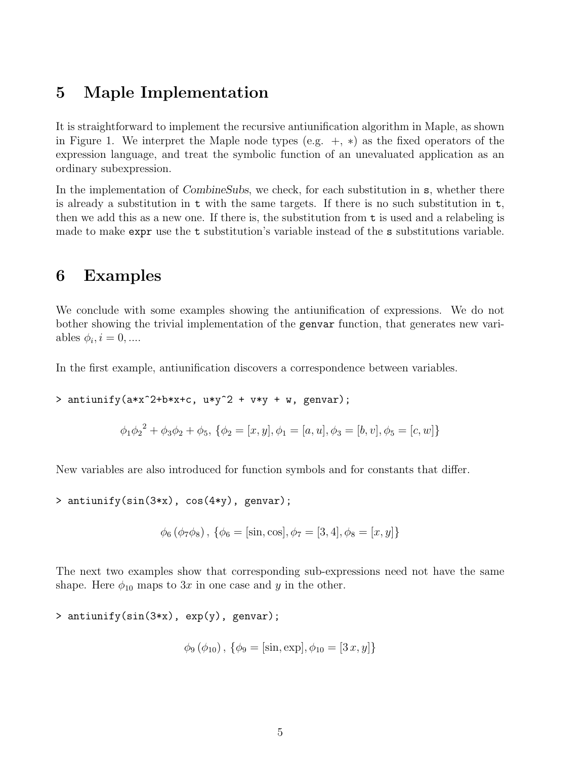## 5 Maple Implementation

It is straightforward to implement the recursive antiunification algorithm in Maple, as shown in Figure 1. We interpret the Maple node types (e.g. $+$, $*$) as the fixed operators of the expression language, and treat the symbolic function of an unevaluated application as an ordinary subexpression.

In the implementation of *CombineSubs*, we check, for each substitution in `s`, whether there is already a substitution in `t` with the same targets. If there is no such substitution in `t`, then we add this as a new one. If there is, the substitution from `t` is used and a relabeling is made to make `expr` use the `t` substitution's variable instead of the `s` substitutions variable.

## 6 Examples

We conclude with some examples showing the antiunification of expressions. We do not bother showing the trivial implementation of the `genvar` function, that generates new variables $\phi_i, i = 0, ....$

In the first example, antiunification discovers a correspondence between variables.

```
> antiunify(a*x^2+b*x+c, u*y^2 + v*y + w, genvar);
```

$$\phi_1 {\phi_2}^2 + \phi_3 \phi_2 + \phi_5, \; \{\phi_2 = [x, y], \phi_1 = [a, u], \phi_3 = [b, v], \phi_5 = [c, w]\}$$

New variables are also introduced for function symbols and for constants that differ.

```
> antiunify(sin(3*x), cos(4*y), genvar);
```

$$\phi_6 \left(\phi_7 \phi_8\right), \; \{\phi_6 = [\sin, \cos], \phi_7 = [3, 4], \phi_8 = [x, y]\}$$

The next two examples show that corresponding sub-expressions need not have the same shape. Here $\phi_{10}$ maps to $3x$ in one case and $y$ in the other.

```
> antiunify(sin(3*x), exp(y), genvar);
```

$$\phi_9 \left(\phi_{10}\right), \; \{\phi_9 = [\sin, \exp], \phi_{10} = [3\,x, y]\}$$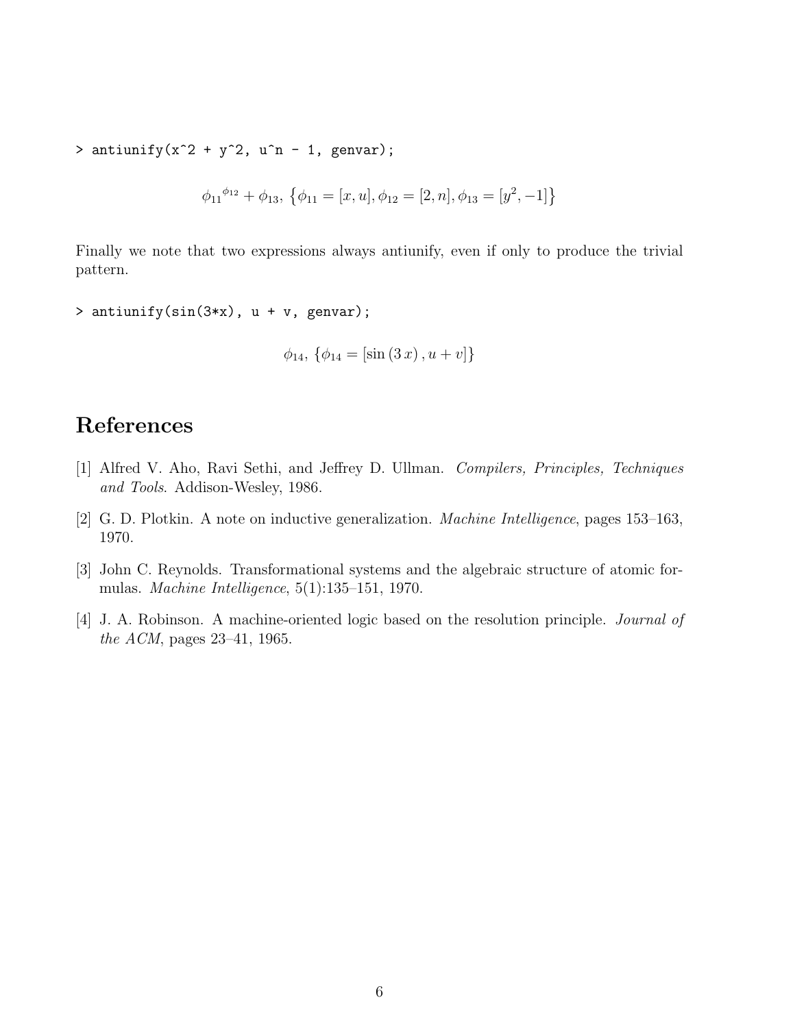```
> antiunify(x^2 + y^2, u^n - 1, genvar);
```

$$\phi_{11}{}^{\phi_{12}} + \phi_{13},\ \{\phi_{11} = [x, u], \phi_{12} = [2, n], \phi_{13} = [y^2, -1]\}$$

Finally we note that two expressions always antiunify, even if only to produce the trivial pattern.

```
> antiunify(sin(3*x), u + v, genvar);
```

$$\phi_{14},\ \{\phi_{14} = [\sin(3\,x), u + v]\}$$

# References

[1] Alfred V. Aho, Ravi Sethi, and Jeffrey D. Ullman. *Compilers, Principles, Techniques and Tools*. Addison-Wesley, 1986.

[2] G. D. Plotkin. A note on inductive generalization. *Machine Intelligence*, pages 153–163, 1970.

[3] John C. Reynolds. Transformational systems and the algebraic structure of atomic formulas. *Machine Intelligence*, 5(1):135–151, 1970.

[4] J. A. Robinson. A machine-oriented logic based on the resolution principle. *Journal of the ACM*, pages 23–41, 1965.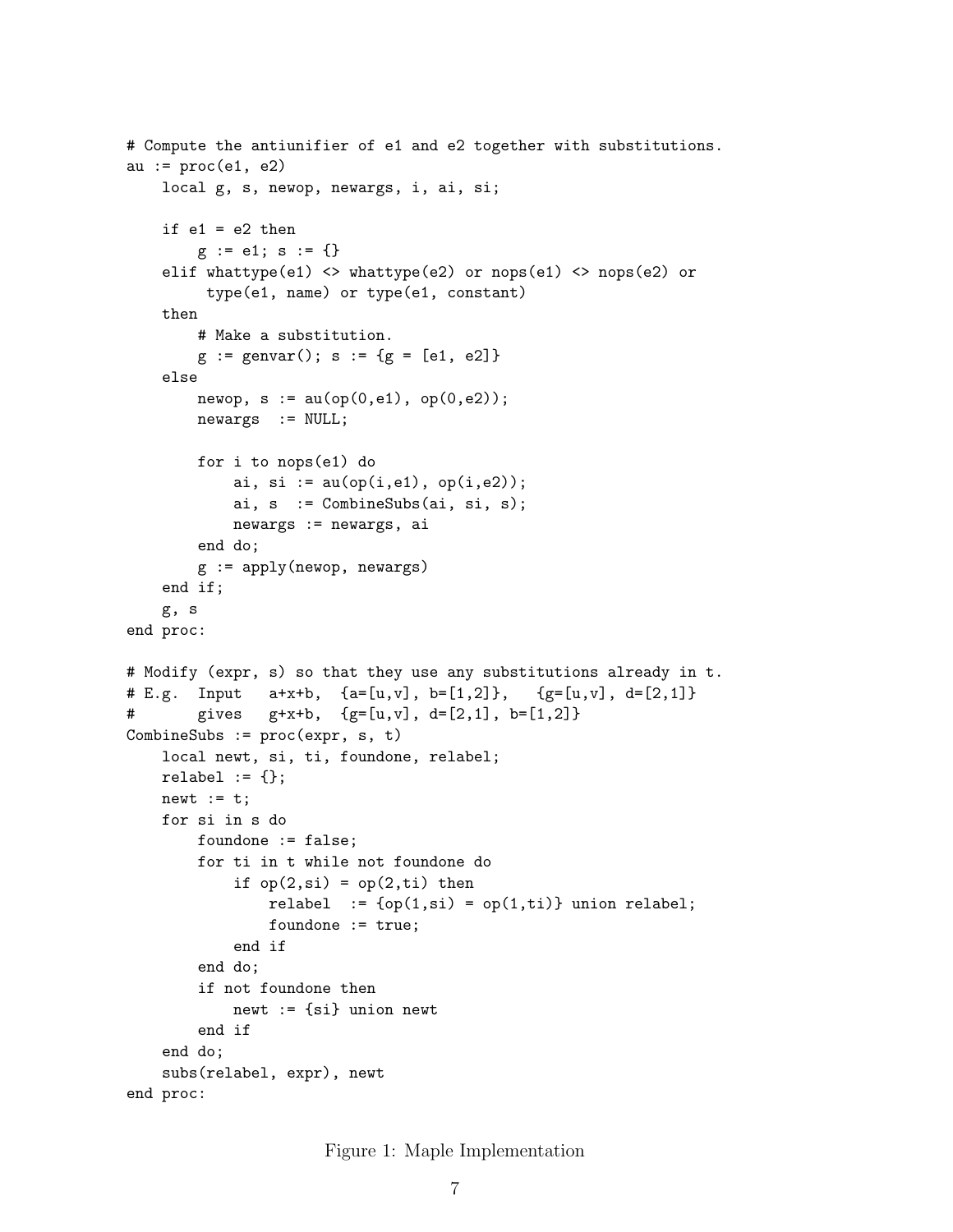```
# Compute the antiunifier of e1 and e2 together with substitutions.
au := proc(e1, e2)
    local g, s, newop, newargs, i, ai, si;

    if e1 = e2 then
        g := e1; s := {}
    elif whattype(e1) <> whattype(e2) or nops(e1) <> nops(e2) or
         type(e1, name) or type(e1, constant)
    then
        # Make a substitution.
        g := genvar(); s := {g = [e1, e2]}
    else
        newop, s := au(op(0,e1), op(0,e2));
        newargs  := NULL;

        for i to nops(e1) do
            ai, si := au(op(i,e1), op(i,e2));
            ai, s  := CombineSubs(ai, si, s);
            newargs := newargs, ai
        end do;
        g := apply(newop, newargs)
    end if;
    g, s
end proc:

# Modify (expr, s) so that they use any substitutions already in t.
# E.g.  Input   a+x+b,  {a=[u,v], b=[1,2]},   {g=[u,v], d=[2,1]}
#       gives   g+x+b,  {g=[u,v], d=[2,1], b=[1,2]}
CombineSubs := proc(expr, s, t)
    local newt, si, ti, foundone, relabel;
    relabel := {};
    newt := t;
    for si in s do
        foundone := false;
        for ti in t while not foundone do
            if op(2,si) = op(2,ti) then
                relabel  := {op(1,si) = op(1,ti)} union relabel;
                foundone := true;
            end if
        end do;
        if not foundone then
            newt := {si} union newt
        end if
    end do;
    subs(relabel, expr), newt
end proc:
```

Figure 1: Maple Implementation